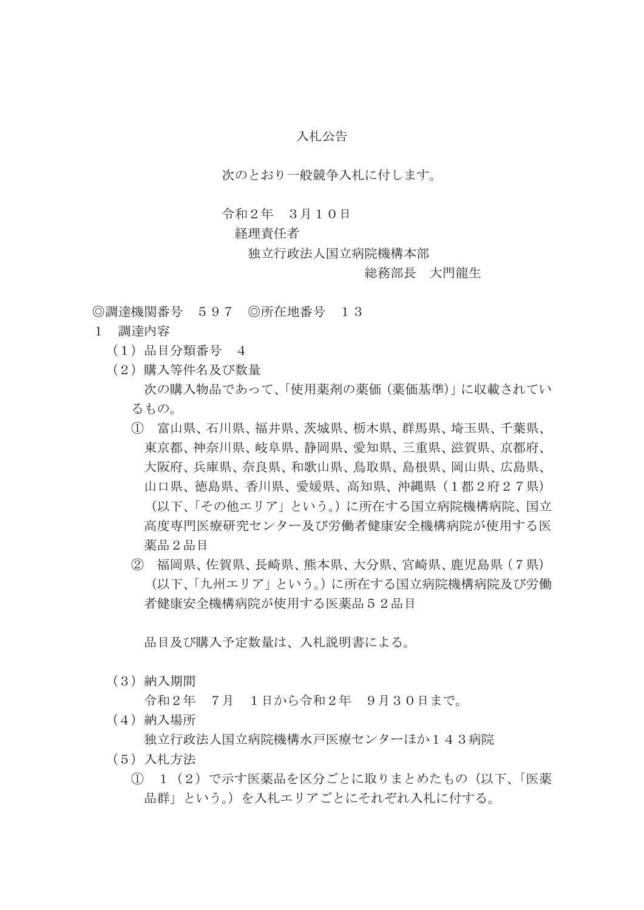# 入札公告

次のとおり一般競争入札に付します。

令和２年　３月１０日
経理責任者
独立行政法人国立病院機構本部
総務部長　大門龍生

◎調達機関番号　５９７　◎所在地番号　１３

１　調達内容

（１）品目分類番号　４

（２）購入等件名及び数量

次の購入物品であって、「使用薬剤の薬価（薬価基準）」に収載されているもの。

①　富山県、石川県、福井県、茨城県、栃木県、群馬県、埼玉県、千葉県、東京都、神奈川県、岐阜県、静岡県、愛知県、三重県、滋賀県、京都府、大阪府、兵庫県、奈良県、和歌山県、鳥取県、島根県、岡山県、広島県、山口県、徳島県、香川県、愛媛県、高知県、沖縄県（１都２府２７県）（以下、「その他エリア」という。）に所在する国立病院機構病院、国立高度専門医療研究センター及び労働者健康安全機構病院が使用する医薬品２品目

②　福岡県、佐賀県、長崎県、熊本県、大分県、宮崎県、鹿児島県（７県）（以下、「九州エリア」という。）に所在する国立病院機構病院及び労働者健康安全機構病院が使用する医薬品５２品目

品目及び購入予定数量は、入札説明書による。

（３）納入期間

令和２年　７月　１日から令和２年　９月３０日まで。

（４）納入場所

独立行政法人国立病院機構水戸医療センターほか１４３病院

（５）入札方法

①　１（２）で示す医薬品を区分ごとに取りまとめたもの（以下、「医薬品群」という。）を入札エリアごとにそれぞれ入札に付する。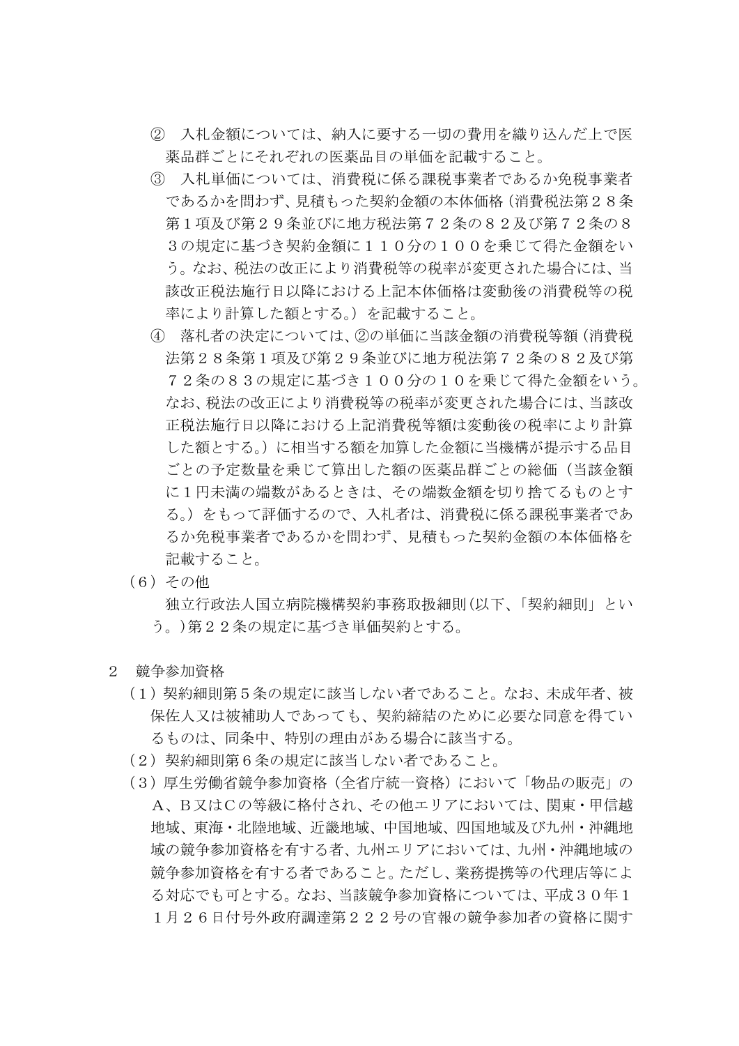② 入札金額については、納入に要する一切の費用を織り込んだ上で医薬品群ごとにそれぞれの医薬品目の単価を記載すること。

③ 入札単価については、消費税に係る課税事業者であるか免税事業者であるかを問わず、見積もった契約金額の本体価格（消費税法第２８条第１項及び第２９条並びに地方税法第７２条の８２及び第７２条の８３の規定に基づき契約金額に１１０分の１００を乗じて得た金額をいう。なお、税法の改正により消費税等の税率が変更された場合には、当該改正税法施行日以降における上記本体価格は変動後の消費税等の税率により計算した額とする。）を記載すること。

④ 落札者の決定については、②の単価に当該金額の消費税等額（消費税法第２８条第１項及び第２９条並びに地方税法第７２条の８２及び第７２条の８３の規定に基づき１００分の１０を乗じて得た金額をいう。なお、税法の改正により消費税等の税率が変更された場合には、当該改正税法施行日以降における上記消費税等額は変動後の税率により計算した額とする。）に相当する額を加算した金額に当機構が提示する品目ごとの予定数量を乗じて算出した額の医薬品群ごとの総価（当該金額に１円未満の端数があるときは、その端数金額を切り捨てるものとする。）をもって評価するので、入札者は、消費税に係る課税事業者であるか免税事業者であるかを問わず、見積もった契約金額の本体価格を記載すること。

（６）その他

独立行政法人国立病院機構契約事務取扱細則（以下、「契約細則」という。）第２２条の規定に基づき単価契約とする。

２　競争参加資格

（１）契約細則第５条の規定に該当しない者であること。なお、未成年者、被保佐人又は被補助人であっても、契約締結のために必要な同意を得ているものは、同条中、特別の理由がある場合に該当する。

（２）契約細則第６条の規定に該当しない者であること。

（３）厚生労働省競争参加資格（全省庁統一資格）において「物品の販売」のＡ、Ｂ又はＣの等級に格付され、その他エリアにおいては、関東・甲信越地域、東海・北陸地域、近畿地域、中国地域、四国地域及び九州・沖縄地域の競争参加資格を有する者、九州エリアにおいては、九州・沖縄地域の競争参加資格を有する者であること。ただし、業務提携等の代理店等による対応でも可とする。なお、当該競争参加資格については、平成３０年１１月２６日付号外政府調達第２２２号の官報の競争参加者の資格に関す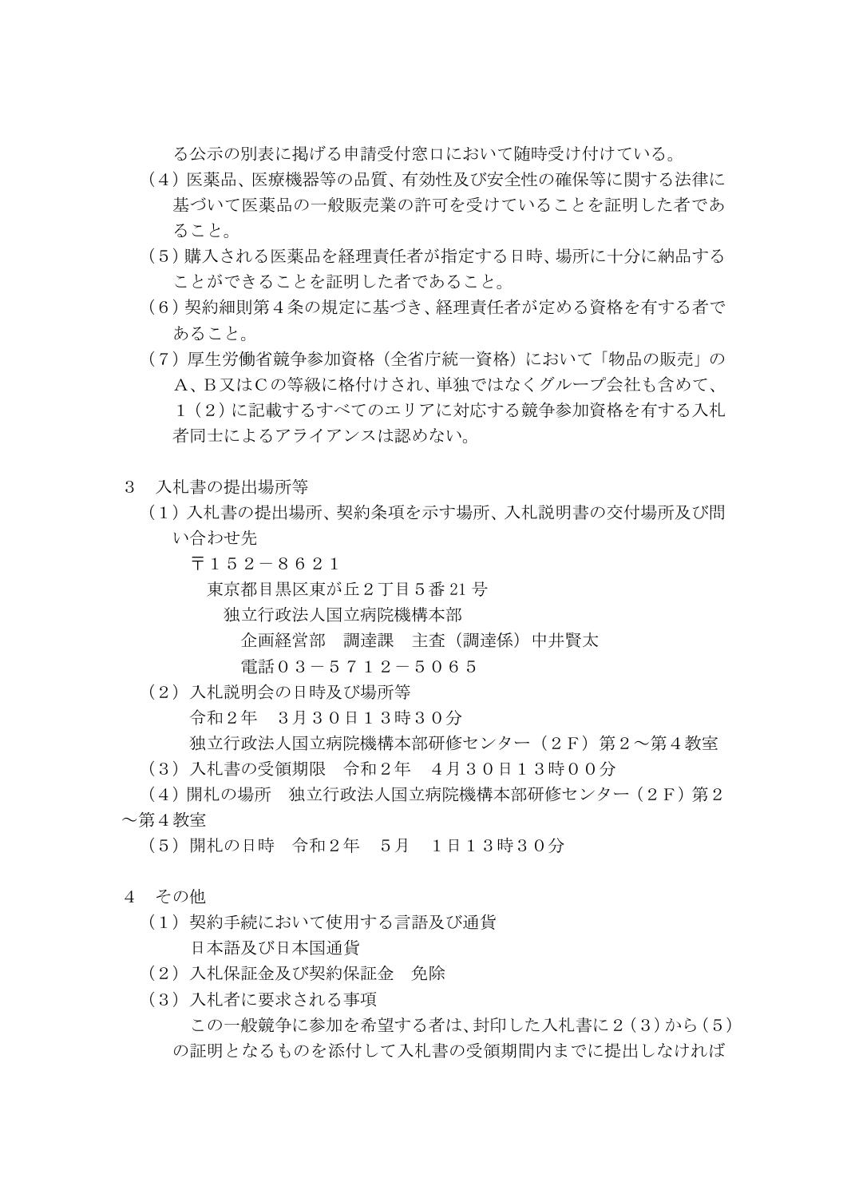る公示の別表に掲げる申請受付窓口において随時受け付けている。

（４）医薬品、医療機器等の品質、有効性及び安全性の確保等に関する法律に基づいて医薬品の一般販売業の許可を受けていることを証明した者であること。

（５）購入される医薬品を経理責任者が指定する日時、場所に十分に納品することができることを証明した者であること。

（６）契約細則第４条の規定に基づき、経理責任者が定める資格を有する者であること。

（７）厚生労働省競争参加資格（全省庁統一資格）において「物品の販売」のA、B又はCの等級に格付けされ、単独ではなくグループ会社も含めて、１（２）に記載するすべてのエリアに対応する競争参加資格を有する入札者同士によるアライアンスは認めない。

３　入札書の提出場所等

（１）入札書の提出場所、契約条項を示す場所、入札説明書の交付場所及び問い合わせ先

〒１５２－８６２１

東京都目黒区東が丘２丁目５番21号

独立行政法人国立病院機構本部

企画経営部　調達課　主査（調達係）中井賢太

電話０３－５７１２－５０６５

（２）入札説明会の日時及び場所等

令和２年　３月３０日１３時３０分

独立行政法人国立病院機構本部研修センター（２Ｆ）第２～第４教室

（３）入札書の受領期限　令和２年　４月３０日１３時００分

（４）開札の場所　独立行政法人国立病院機構本部研修センター（２Ｆ）第２～第４教室

（５）開札の日時　令和２年　５月　１日１３時３０分

４　その他

（１）契約手続において使用する言語及び通貨

日本語及び日本国通貨

（２）入札保証金及び契約保証金　免除

（３）入札者に要求される事項

この一般競争に参加を希望する者は、封印した入札書に２（３）から（５）の証明となるものを添付して入札書の受領期間内までに提出しなければ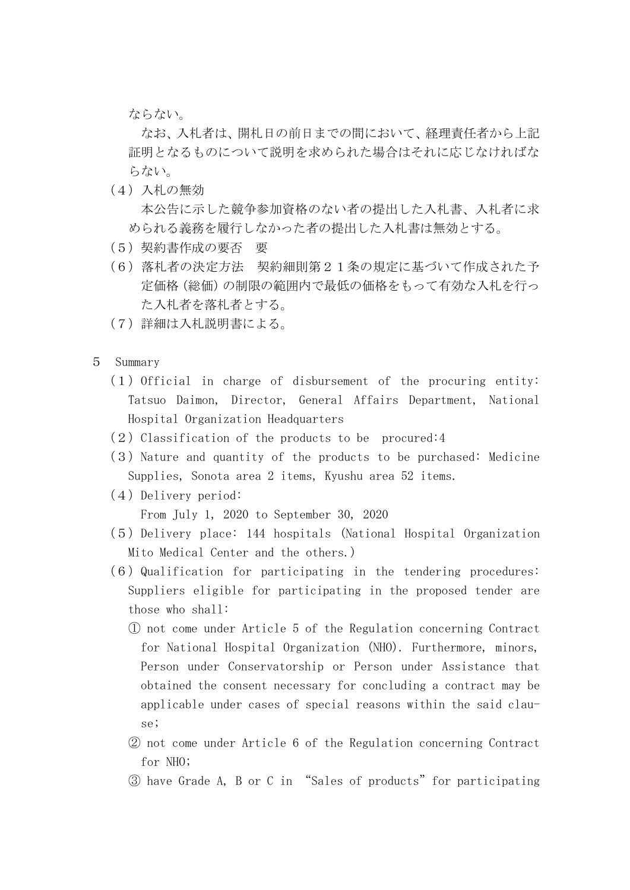ならない。

なお、入札者は、開札日の前日までの間において、経理責任者から上記証明となるものについて説明を求められた場合はそれに応じなければならない。

（4）入札の無効

本公告に示した競争参加資格のない者の提出した入札書、入札者に求められる義務を履行しなかった者の提出した入札書は無効とする。

（5）契約書作成の要否　要

（6）落札者の決定方法　契約細則第２１条の規定に基づいて作成された予定価格（総価）の制限の範囲内で最低の価格をもって有効な入札を行った入札者を落札者とする。

（7）詳細は入札説明書による。

5　Summary

（1）Official in charge of disbursement of the procuring entity: Tatsuo Daimon, Director, General Affairs Department, National Hospital Organization Headquarters

（2）Classification of the products to be procured:4

（3）Nature and quantity of the products to be purchased: Medicine Supplies, Sonota area 2 items, Kyushu area 52 items.

（4）Delivery period:

From July 1, 2020 to September 30, 2020

（5）Delivery place: 144 hospitals (National Hospital Organization Mito Medical Center and the others.)

（6）Qualification for participating in the tendering procedures: Suppliers eligible for participating in the proposed tender are those who shall:

① not come under Article 5 of the Regulation concerning Contract for National Hospital Organization (NHO). Furthermore, minors, Person under Conservatorship or Person under Assistance that obtained the consent necessary for concluding a contract may be applicable under cases of special reasons within the said clause;

② not come under Article 6 of the Regulation concerning Contract for NHO;

③ have Grade A, B or C in “Sales of products” for participating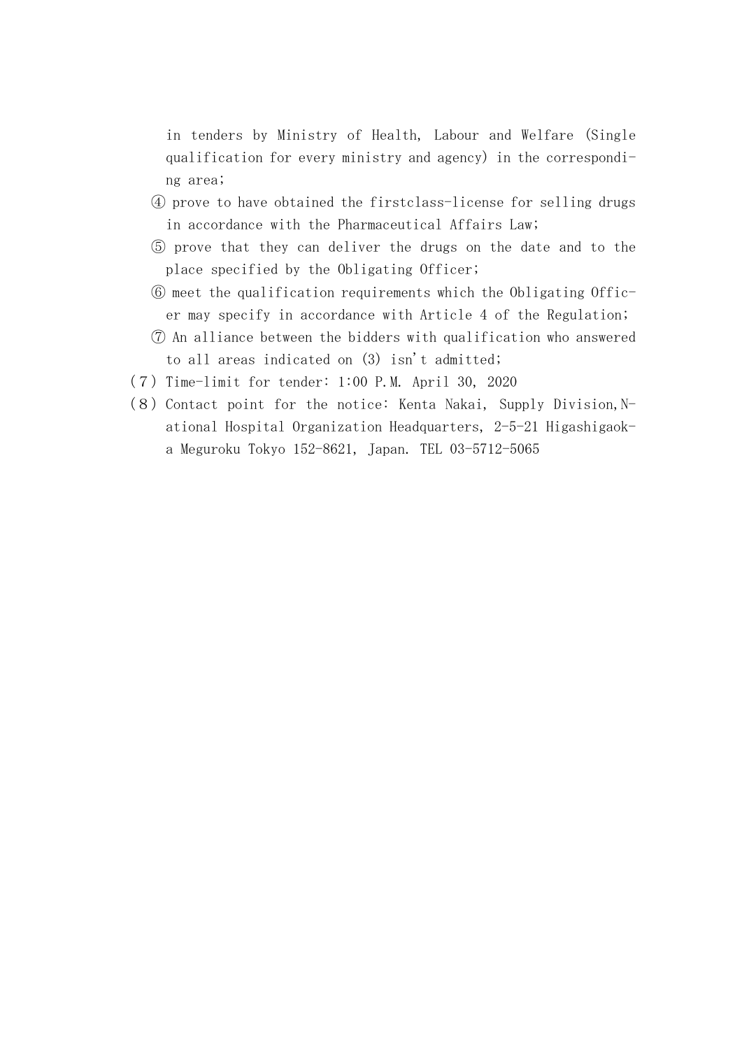in tenders by Ministry of Health, Labour and Welfare (Single qualification for every ministry and agency) in the corresponding area;

④ prove to have obtained the firstclass-license for selling drugs in accordance with the Pharmaceutical Affairs Law;

⑤ prove that they can deliver the drugs on the date and to the place specified by the Obligating Officer;

⑥ meet the qualification requirements which the Obligating Officer may specify in accordance with Article 4 of the Regulation;

⑦ An alliance between the bidders with qualification who answered to all areas indicated on (3) isn't admitted;

（７）Time-limit for tender: 1:00 P.M. April 30, 2020

（８）Contact point for the notice: Kenta Nakai, Supply Division, National Hospital Organization Headquarters, 2-5-21 Higashigaoka Meguroku Tokyo 152-8621, Japan. TEL 03-5712-5065